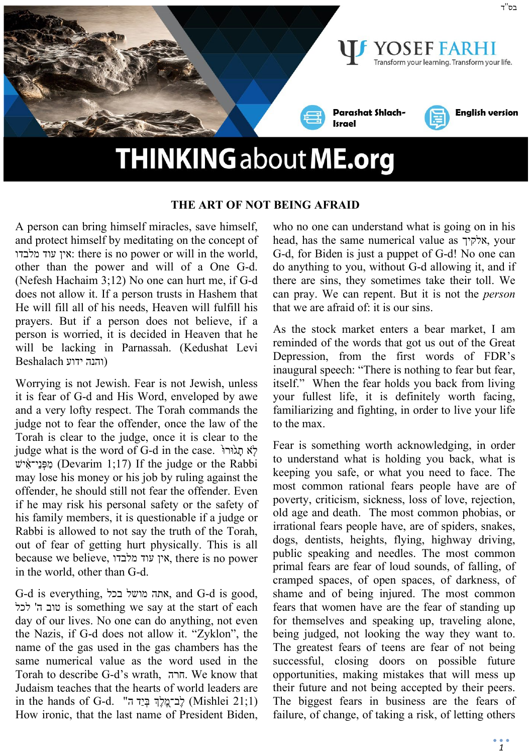בס"ד

YOSEF FARHI
Transform your learning. Transform your life.

Parashat Shlach-Israel

English version

# THINKING about ME.org

## THE ART OF NOT BEING AFRAID

A person can bring himself miracles, save himself, and protect himself by meditating on the concept of אין עוד מלבדו: there is no power or will in the world, other than the power and will of a One G-d. (Nefesh Hachaim 3;12) No one can hurt me, if G-d does not allow it. If a person trusts in Hashem that He will fill all of his needs, Heaven will fulfill his prayers. But if a person does not believe, if a person is worried, it is decided in Heaven that he will be lacking in Parnassah. (Kedushat Levi Beshalach והנה ידוע)

Worrying is not Jewish. Fear is not Jewish, unless it is fear of G-d and His Word, enveloped by awe and a very lofty respect. The Torah commands the judge not to fear the offender, once the law of the Torah is clear to the judge, once it is clear to the judge what is the word of G-d in the case. לֹא תָגוּרוּ מִפְּנֵי־אִישׁ (Devarim 1;17) If the judge or the Rabbi may lose his money or his job by ruling against the offender, he should still not fear the offender. Even if he may risk his personal safety or the safety of his family members, it is questionable if a judge or Rabbi is allowed to not say the truth of the Torah, out of fear of getting hurt physically. This is all because we believe, אין עוד מלבדו, there is no power in the world, other than G-d.

G-d is everything, אתה מושל בכל, and G-d is good, טוב ה' לכל is something we say at the start of each day of our lives. No one can do anything, not even the Nazis, if G-d does not allow it. "Zyklon", the name of the gas used in the gas chambers has the same numerical value as the word used in the Torah to describe G-d's wrath, חרה. We know that Judaism teaches that the hearts of world leaders are in the hands of G-d. "לֶב־מֶלֶךְ בְּיַד ה (Mishlei 21;1) How ironic, that the last name of President Biden, who no one can understand what is going on in his head, has the same numerical value as אלקיך, your G-d, for Biden is just a puppet of G-d! No one can do anything to you, without G-d allowing it, and if there are sins, they sometimes take their toll. We can pray. We can repent. But it is not the *person* that we are afraid of: it is our sins.

As the stock market enters a bear market, I am reminded of the words that got us out of the Great Depression, from the first words of FDR's inaugural speech: "There is nothing to fear but fear, itself." When the fear holds you back from living your fullest life, it is definitely worth facing, familiarizing and fighting, in order to live your life to the max.

Fear is something worth acknowledging, in order to understand what is holding you back, what is keeping you safe, or what you need to face. The most common rational fears people have are of poverty, criticism, sickness, loss of love, rejection, old age and death. The most common phobias, or irrational fears people have, are of spiders, snakes, dogs, dentists, heights, flying, highway driving, public speaking and needles. The most common primal fears are fear of loud sounds, of falling, of cramped spaces, of open spaces, of darkness, of shame and of being injured. The most common fears that women have are the fear of standing up for themselves and speaking up, traveling alone, being judged, not looking the way they want to. The greatest fears of teens are fear of not being successful, closing doors on possible future opportunities, making mistakes that will mess up their future and not being accepted by their peers. The biggest fears in business are the fears of failure, of change, of taking a risk, of letting others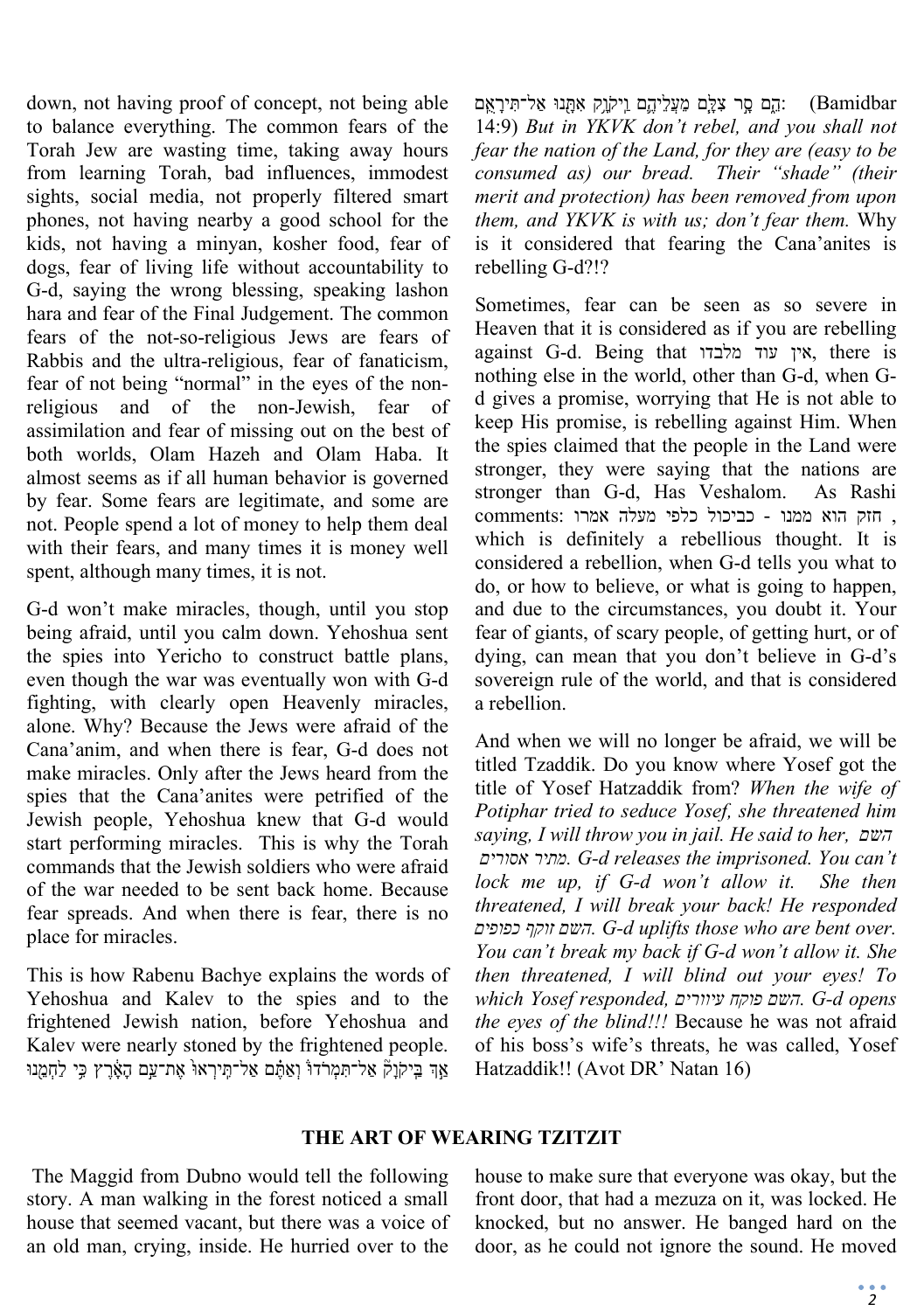down, not having proof of concept, not being able to balance everything. The common fears of the Torah Jew are wasting time, taking away hours from learning Torah, bad influences, immodest sights, social media, not properly filtered smart phones, not having nearby a good school for the kids, not having a minyan, kosher food, fear of dogs, fear of living life without accountability to G-d, saying the wrong blessing, speaking lashon hara and fear of the Final Judgement. The common fears of the not-so-religious Jews are fears of Rabbis and the ultra-religious, fear of fanaticism, fear of not being "normal" in the eyes of the non-religious and of the non-Jewish, fear of assimilation and fear of missing out on the best of both worlds, Olam Hazeh and Olam Haba. It almost seems as if all human behavior is governed by fear. Some fears are legitimate, and some are not. People spend a lot of money to help them deal with their fears, and many times it is money well spent, although many times, it is not.

G-d won't make miracles, though, until you stop being afraid, until you calm down. Yehoshua sent the spies into Yericho to construct battle plans, even though the war was eventually won with G-d fighting, with clearly open Heavenly miracles, alone. Why? Because the Jews were afraid of the Cana'anim, and when there is fear, G-d does not make miracles. Only after the Jews heard from the spies that the Cana'anites were petrified of the Jewish people, Yehoshua knew that G-d would start performing miracles. This is why the Torah commands that the Jewish soldiers who were afraid of the war needed to be sent back home. Because fear spreads. And when there is fear, there is no place for miracles.

This is how Rabenu Bachye explains the words of Yehoshua and Kalev to the spies and to the frightened Jewish nation, before Yehoshua and Kalev were nearly stoned by the frightened people. אַ֣ךְ בַּֽיקֹוָק֮ אַל־תִּמְרֹדוּ֒ וְאַתֶּ֗ם אַל־תִּֽירְאוּ֙ אֶת־עַ֣ם הָאָ֔רֶץ כִּ֥י לַחְמֵ֖נוּ הֵ֑ם סָ֣ר צִלָּ֧ם מֵעֲלֵיהֶ֛ם וַֽיקֹוָ֥ק אִתָּ֖נוּ אַל־תִּירָאֻֽם: (Bamidbar 14:9) *But in YKVK don't rebel, and you shall not fear the nation of the Land, for they are (easy to be consumed as) our bread. Their "shade" (their merit and protection) has been removed from upon them, and YKVK is with us; don't fear them.* Why is it considered that fearing the Cana'anites is rebelling G-d?!?

Sometimes, fear can be seen as so severe in Heaven that it is considered as if you are rebelling against G-d. Being that אין עוד מלבדו, there is nothing else in the world, other than G-d, when G-d gives a promise, worrying that He is not able to keep His promise, is rebelling against Him. When the spies claimed that the people in the Land were stronger, they were saying that the nations are stronger than G-d, Has Veshalom. As Rashi comments: חזק הוא ממנו - כביכול כלפי מעלה אמרו, which is definitely a rebellious thought. It is considered a rebellion, when G-d tells you what to do, or how to believe, or what is going to happen, and due to the circumstances, you doubt it. Your fear of giants, of scary people, of getting hurt, or of dying, can mean that you don't believe in G-d's sovereign rule of the world, and that is considered a rebellion.

And when we will no longer be afraid, we will be titled Tzaddik. Do you know where Yosef got the title of Yosef Hatzaddik from? *When the wife of Potiphar tried to seduce Yosef, she threatened him saying, I will throw you in jail. He said to her, השם מתיר אסורים. G-d releases the imprisoned. You can't lock me up, if G-d won't allow it. She then threatened, I will break your back! He responded השם זוקף כפופים. G-d uplifts those who are bent over. You can't break my back if G-d won't allow it. She then threatened, I will blind out your eyes! To which Yosef responded, השם פוקח עיוורים. G-d opens the eyes of the blind!!!* Because he was not afraid of his boss's wife's threats, he was called, Yosef Hatzaddik!! (Avot DR' Natan 16)

## THE ART OF WEARING TZITZIT

The Maggid from Dubno would tell the following story. A man walking in the forest noticed a small house that seemed vacant, but there was a voice of an old man, crying, inside. He hurried over to the house to make sure that everyone was okay, but the front door, that had a mezuza on it, was locked. He knocked, but no answer. He banged hard on the door, as he could not ignore the sound. He moved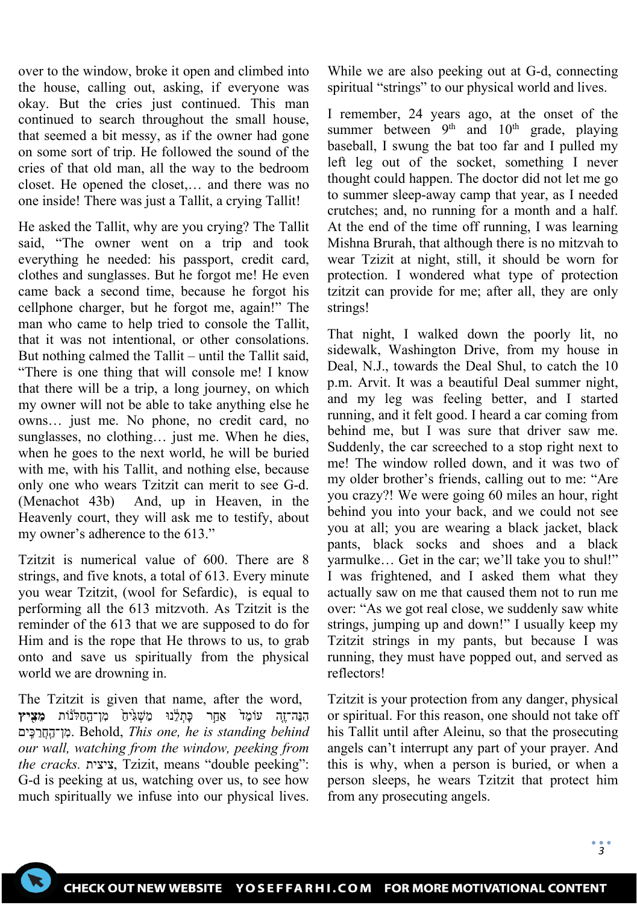over to the window, broke it open and climbed into the house, calling out, asking, if everyone was okay. But the cries just continued. This man continued to search throughout the small house, that seemed a bit messy, as if the owner had gone on some sort of trip. He followed the sound of the cries of that old man, all the way to the bedroom closet. He opened the closet,… and there was no one inside! There was just a Tallit, a crying Tallit!

He asked the Tallit, why are you crying? The Tallit said, "The owner went on a trip and took everything he needed: his passport, credit card, clothes and sunglasses. But he forgot me! He even came back a second time, because he forgot his cellphone charger, but he forgot me, again!" The man who came to help tried to console the Tallit, that it was not intentional, or other consolations. But nothing calmed the Tallit – until the Tallit said, "There is one thing that will console me! I know that there will be a trip, a long journey, on which my owner will not be able to take anything else he owns… just me. No phone, no credit card, no sunglasses, no clothing… just me. When he dies, when he goes to the next world, he will be buried with me, with his Tallit, and nothing else, because only one who wears Tzitzit can merit to see G-d. (Menachot 43b) And, up in Heaven, in the Heavenly court, they will ask me to testify, about my owner's adherence to the 613."

Tzitzit is numerical value of 600. There are 8 strings, and five knots, a total of 613. Every minute you wear Tzitzit, (wool for Sefardic), is equal to performing all the 613 mitzvoth. As Tzitzit is the reminder of the 613 that we are supposed to do for Him and is the rope that He throws to us, to grab onto and save us spiritually from the physical world we are drowning in.

The Tzitzit is given that name, after the word, הִנֵּה־זֶה עוֹמֵד אַחַר כָּתְלֵנוּ מַשְׁגִּיחַ מִן־הַחַלֹּנוֹת **מֵצִיץ** מִן־הַחֲרַכִּים. Behold, *This one, he is standing behind our wall, watching from the window, peeking from the cracks.* ציצית, Tzitzit, means "double peeking": G-d is peeking at us, watching over us, to see how much spiritually we infuse into our physical lives. While we are also peeking out at G-d, connecting spiritual "strings" to our physical world and lives.

I remember, 24 years ago, at the onset of the summer between 9th and 10th grade, playing baseball, I swung the bat too far and I pulled my left leg out of the socket, something I never thought could happen. The doctor did not let me go to summer sleep-away camp that year, as I needed crutches; and, no running for a month and a half. At the end of the time off running, I was learning Mishna Brurah, that although there is no mitzvah to wear Tzizit at night, still, it should be worn for protection. I wondered what type of protection tzitzit can provide for me; after all, they are only strings!

That night, I walked down the poorly lit, no sidewalk, Washington Drive, from my house in Deal, N.J., towards the Deal Shul, to catch the 10 p.m. Arvit. It was a beautiful Deal summer night, and my leg was feeling better, and I started running, and it felt good. I heard a car coming from behind me, but I was sure that driver saw me. Suddenly, the car screeched to a stop right next to me! The window rolled down, and it was two of my older brother's friends, calling out to me: "Are you crazy?! We were going 60 miles an hour, right behind you into your back, and we could not see you at all; you are wearing a black jacket, black pants, black socks and shoes and a black yarmulke… Get in the car; we'll take you to shul!" I was frightened, and I asked them what they actually saw on me that caused them not to run me over: "As we got real close, we suddenly saw white strings, jumping up and down!" I usually keep my Tzitzit strings in my pants, but because I was running, they must have popped out, and served as reflectors!

Tzitzit is your protection from any danger, physical or spiritual. For this reason, one should not take off his Tallit until after Aleinu, so that the prosecuting angels can't interrupt any part of your prayer. And this is why, when a person is buried, or when a person sleeps, he wears Tzitzit that protect him from any prosecuting angels.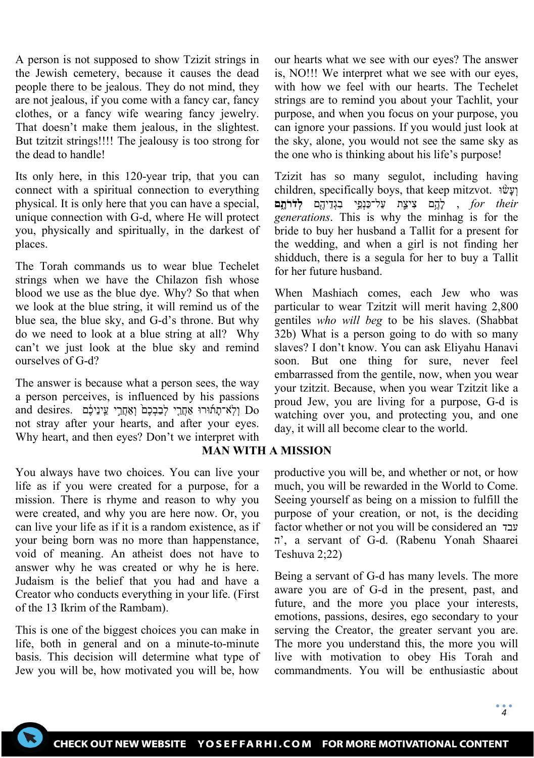A person is not supposed to show Tzizit strings in the Jewish cemetery, because it causes the dead people there to be jealous. They do not mind, they are not jealous, if you come with a fancy car, fancy clothes, or a fancy wife wearing fancy jewelry. That doesn't make them jealous, in the slightest. But tzitzit strings!!!! The jealousy is too strong for the dead to handle!

Its only here, in this 120-year trip, that you can connect with a spiritual connection to everything physical. It is only here that you can have a special, unique connection with G-d, where He will protect you, physically and spiritually, in the darkest of places.

The Torah commands us to wear blue Techelet strings when we have the Chilazon fish whose blood we use as the blue dye. Why? So that when we look at the blue string, it will remind us of the blue sea, the blue sky, and G-d's throne. But why do we need to look at a blue string at all? Why can't we just look at the blue sky and remind ourselves of G-d?

The answer is because what a person sees, the way a person perceives, is influenced by his passions and desires. וְלֹא־תָתֻ֜רוּ אַחֲרֵ֤י לְבַבְכֶם֙ וְאַחֲרֵ֣י עֵֽינֵיכֶ֔ם Do not stray after your hearts, and after your eyes. Why heart, and then eyes? Don't we interpret with our hearts what we see with our eyes? The answer is, NO!!! We interpret what we see with our eyes, with how we feel with our hearts. The Techelet strings are to remind you about your Tachlit, your purpose, and when you focus on your purpose, you can ignore your passions. If you would just look at the sky, alone, you would not see the same sky as the one who is thinking about his life's purpose!

Tzizit has so many segulot, including having children, specifically boys, that keep mitzvot. וְעָשׂ֨וּ לָהֶ֥ם צִיצִ֛ת עַל־כַּנְפֵ֥י בִגְדֵיהֶ֖ם **לְדֹרֹתָ֑ם** , *for their generations*. This is why the minhag is for the bride to buy her husband a Tallit for a present for the wedding, and when a girl is not finding her shidduch, there is a segula for her to buy a Tallit for her future husband.

When Mashiach comes, each Jew who was particular to wear Tzitzit will merit having 2,800 gentiles *who will beg* to be his slaves. (Shabbat 32b) What is a person going to do with so many slaves? I don't know. You can ask Eliyahu Hanavi soon. But one thing for sure, never feel embarrassed from the gentile, now, when you wear your tzitzit. Because, when you wear Tzitzit like a proud Jew, you are living for a purpose, G-d is watching over you, and protecting you, and one day, it will all become clear to the world.

## MAN WITH A MISSION

You always have two choices. You can live your life as if you were created for a purpose, for a mission. There is rhyme and reason to why you were created, and why you are here now. Or, you can live your life as if it is a random existence, as if your being born was no more than happenstance, void of meaning. An atheist does not have to answer why he was created or why he is here. Judaism is the belief that you had and have a Creator who conducts everything in your life. (First of the 13 Ikrim of the Rambam).

This is one of the biggest choices you can make in life, both in general and on a minute-to-minute basis. This decision will determine what type of Jew you will be, how motivated you will be, how productive you will be, and whether or not, or how much, you will be rewarded in the World to Come. Seeing yourself as being on a mission to fulfill the purpose of your creation, or not, is the deciding factor whether or not you will be considered an עבד ה', a servant of G-d. (Rabenu Yonah Shaarei Teshuva 2;22)

Being a servant of G-d has many levels. The more aware you are of G-d in the present, past, and future, and the more you place your interests, emotions, passions, desires, ego secondary to your serving the Creator, the greater servant you are. The more you understand this, the more you will live with motivation to obey His Torah and commandments. You will be enthusiastic about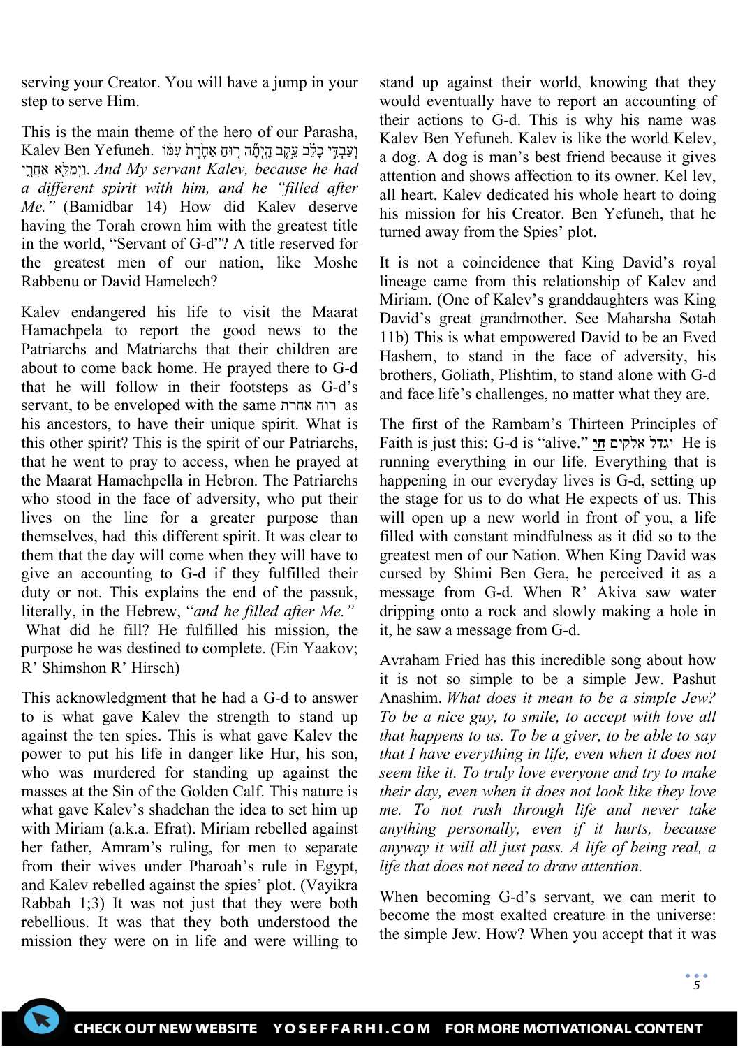serving your Creator. You will have a jump in your step to serve Him.

This is the main theme of the hero of our Parasha, Kalev Ben Yefuneh. וְעַבְדִּי כָלֵב עֵקֶב הָיְתָה רוּחַ אַחֶרֶת עִמּוֹ וַיְמַלֵּא אַחֲרָי. *And My servant Kalev, because he had a different spirit with him, and he "filled after Me."* (Bamidbar 14) How did Kalev deserve having the Torah crown him with the greatest title in the world, "Servant of G-d"? A title reserved for the greatest men of our nation, like Moshe Rabbenu or David Hamelech?

Kalev endangered his life to visit the Maarat Hamachpela to report the good news to the Patriarchs and Matriarchs that their children are about to come back home. He prayed there to G-d that he will follow in their footsteps as G-d's servant, to be enveloped with the same רוח אחרת as his ancestors, to have their unique spirit. What is this other spirit? This is the spirit of our Patriarchs, that he went to pray to access, when he prayed at the Maarat Hamachpella in Hebron. The Patriarchs who stood in the face of adversity, who put their lives on the line for a greater purpose than themselves, had this different spirit. It was clear to them that the day will come when they will have to give an accounting to G-d if they fulfilled their duty or not. This explains the end of the passuk, literally, in the Hebrew, "*and he filled after Me.*" What did he fill? He fulfilled his mission, the purpose he was destined to complete. (Ein Yaakov; R' Shimshon R' Hirsch)

This acknowledgment that he had a G-d to answer to is what gave Kalev the strength to stand up against the ten spies. This is what gave Kalev the power to put his life in danger like Hur, his son, who was murdered for standing up against the masses at the Sin of the Golden Calf. This nature is what gave Kalev's shadchan the idea to set him up with Miriam (a.k.a. Efrat). Miriam rebelled against her father, Amram's ruling, for men to separate from their wives under Pharoah's rule in Egypt, and Kalev rebelled against the spies' plot. (Vayikra Rabbah 1;3) It was not just that they were both rebellious. It was that they both understood the mission they were on in life and were willing to stand up against their world, knowing that they would eventually have to report an accounting of their actions to G-d. This is why his name was Kalev Ben Yefuneh. Kalev is like the world Kelev, a dog. A dog is man's best friend because it gives attention and shows affection to its owner. Kel lev, all heart. Kalev dedicated his whole heart to doing his mission for his Creator. Ben Yefuneh, that he turned away from the Spies' plot.

It is not a coincidence that King David's royal lineage came from this relationship of Kalev and Miriam. (One of Kalev's granddaughters was King David's great grandmother. See Maharsha Sotah 11b) This is what empowered David to be an Eved Hashem, to stand in the face of adversity, his brothers, Goliath, Plishtim, to stand alone with G-d and face life's challenges, no matter what they are.

The first of the Rambam's Thirteen Principles of Faith is just this: G-d is "alive." יגדל אלקים **חי** He is running everything in our life. Everything that is happening in our everyday lives is G-d, setting up the stage for us to do what He expects of us. This will open up a new world in front of you, a life filled with constant mindfulness as it did so to the greatest men of our Nation. When King David was cursed by Shimi Ben Gera, he perceived it as a message from G-d. When R' Akiva saw water dripping onto a rock and slowly making a hole in it, he saw a message from G-d.

Avraham Fried has this incredible song about how it is not so simple to be a simple Jew. Pashut Anashim. *What does it mean to be a simple Jew? To be a nice guy, to smile, to accept with love all that happens to us. To be a giver, to be able to say that I have everything in life, even when it does not seem like it. To truly love everyone and try to make their day, even when it does not look like they love me. To not rush through life and never take anything personally, even if it hurts, because anyway it will all just pass. A life of being real, a life that does not need to draw attention.*

When becoming G-d's servant, we can merit to become the most exalted creature in the universe: the simple Jew. How? When you accept that it was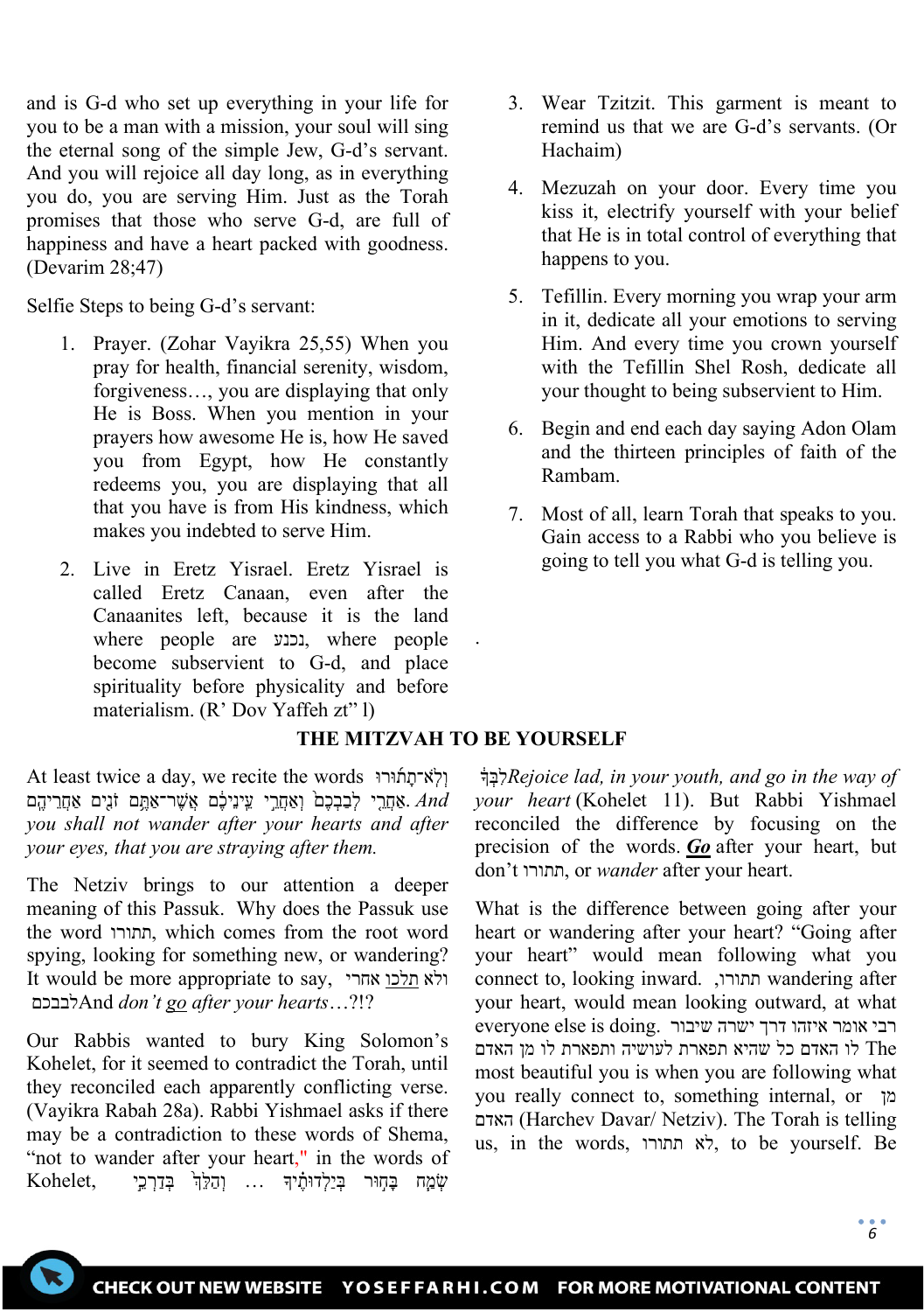and is G-d who set up everything in your life for you to be a man with a mission, your soul will sing the eternal song of the simple Jew, G-d's servant. And you will rejoice all day long, as in everything you do, you are serving Him. Just as the Torah promises that those who serve G-d, are full of happiness and have a heart packed with goodness. (Devarim 28;47)

Selfie Steps to being G-d's servant:

1. Prayer. (Zohar Vayikra 25,55) When you pray for health, financial serenity, wisdom, forgiveness…, you are displaying that only He is Boss. When you mention in your prayers how awesome He is, how He saved you from Egypt, how He constantly redeems you, you are displaying that all that you have is from His kindness, which makes you indebted to serve Him.
2. Live in Eretz Yisrael. Eretz Yisrael is called Eretz Canaan, even after the Canaanites left, because it is the land where people are נכנע, where people become subservient to G-d, and place spirituality before physicality and before materialism. (R' Dov Yaffeh zt" l)
3. Wear Tzitzit. This garment is meant to remind us that we are G-d's servants. (Or Hachaim)
4. Mezuzah on your door. Every time you kiss it, electrify yourself with your belief that He is in total control of everything that happens to you.
5. Tefillin. Every morning you wrap your arm in it, dedicate all your emotions to serving Him. And every time you crown yourself with the Tefillin Shel Rosh, dedicate all your thought to being subservient to Him.
6. Begin and end each day saying Adon Olam and the thirteen principles of faith of the Rambam.
7. Most of all, learn Torah that speaks to you. Gain access to a Rabbi who you believe is going to tell you what G-d is telling you.

## THE MITZVAH TO BE YOURSELF

At least twice a day, we recite the words וְלֹא־תָתֻרוּ אַחֲרֵי לְבַבְכֶם וְאַחֲרֵי עֵינֵיכֶם אֲשֶׁר־אַתֶּם זֹנִים אַחֲרֵיהֶם. *And you shall not wander after your hearts and after your eyes, that you are straying after them.*

The Netziv brings to our attention a deeper meaning of this Passuk. Why does the Passuk use the word תתורו, which comes from the root word spying, looking for something new, or wandering? It would be more appropriate to say, ולא תלכו אחרי לבבכם And *don't go after your hearts*…?!?

Our Rabbis wanted to bury King Solomon's Kohelet, for it seemed to contradict the Torah, until they reconciled each apparently conflicting verse. (Vayikra Rabah 28a). Rabbi Yishmael asks if there may be a contradiction to these words of Shema, "not to wander after your heart," in the words of Kohelet, שְׂמַח בָּחוּר בְּיַלְדוּתֶיךָ … וְהַלֵּךְ בְּדַרְכֵי לִבְּךָ *Rejoice lad, in your youth, and go in the way of your heart* (Kohelet 11). But Rabbi Yishmael reconciled the difference by focusing on the precision of the words. ***Go*** after your heart, but don't תתורו, or *wander* after your heart.

What is the difference between going after your heart or wandering after your heart? "Going after your heart" would mean following what you connect to, looking inward. תתורו, wandering after your heart, would mean looking outward, at what everyone else is doing. רבי אומר איזהו דרך ישרה שיבור לו האדם כל שהיא תפארת לעושיה ותפארת לו מן האדם The most beautiful you is when you are following what you really connect to, something internal, or מן האדם (Harchev Davar/ Netziv). The Torah is telling us, in the words, לא תתורו, to be yourself. Be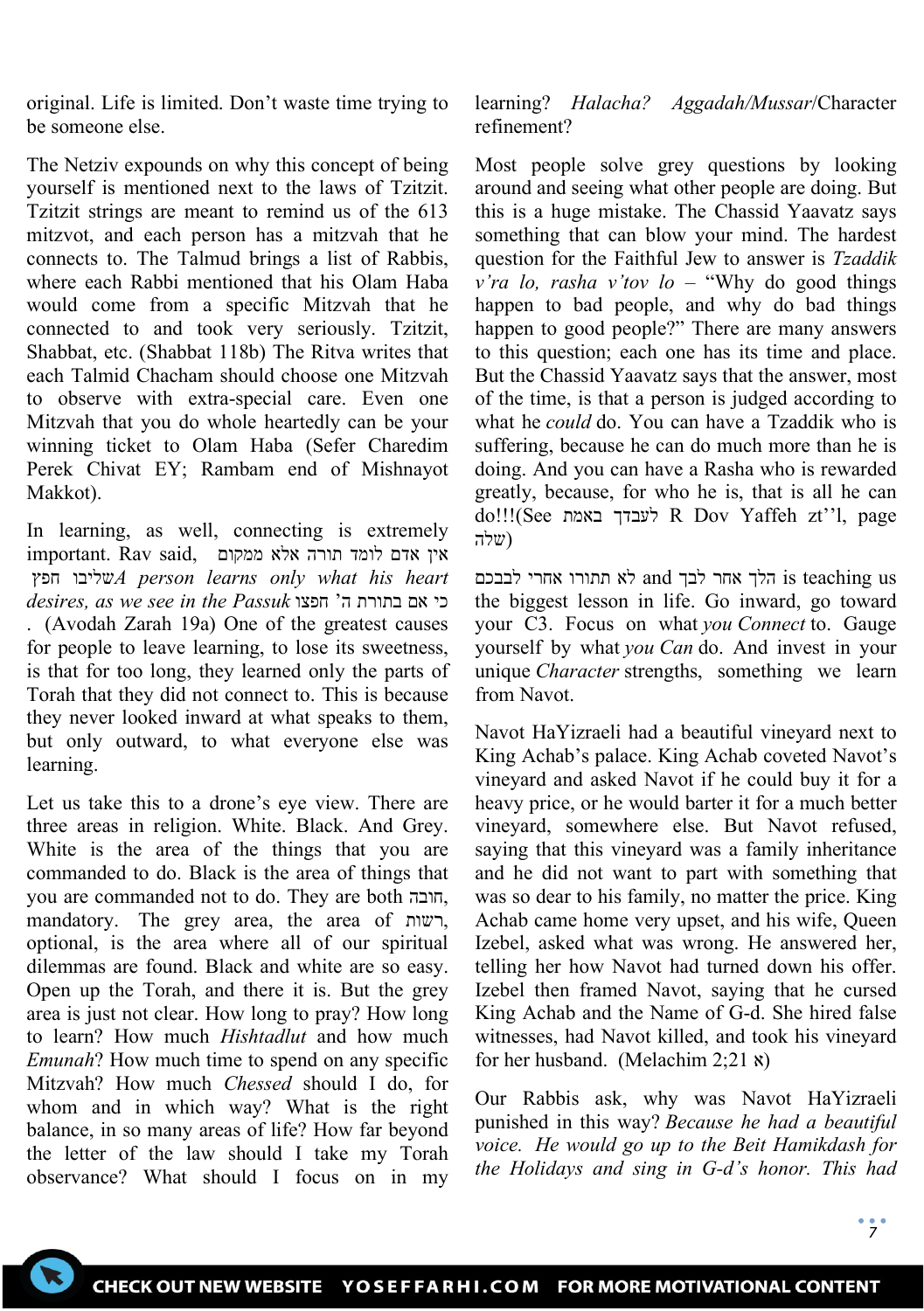original. Life is limited. Don't waste time trying to be someone else.

The Netziv expounds on why this concept of being yourself is mentioned next to the laws of Tzitzit. Tzitzit strings are meant to remind us of the 613 mitzvot, and each person has a mitzvah that he connects to. The Talmud brings a list of Rabbis, where each Rabbi mentioned that his Olam Haba would come from a specific Mitzvah that he connected to and took very seriously. Tzitzit, Shabbat, etc. (Shabbat 118b) The Ritva writes that each Talmid Chacham should choose one Mitzvah to observe with extra-special care. Even one Mitzvah that you do whole heartedly can be your winning ticket to Olam Haba (Sefer Charedim Perek Chivat EY; Rambam end of Mishnayot Makkot).

In learning, as well, connecting is extremely important. Rav said, אין אדם לומד תורה אלא ממקום שליבו חפץ *A person learns only what his heart desires, as we see in the Passuk* כי אם בתורת ה' חפצו. (Avodah Zarah 19a) One of the greatest causes for people to leave learning, to lose its sweetness, is that for too long, they learned only the parts of Torah that they did not connect to. This is because they never looked inward at what speaks to them, but only outward, to what everyone else was learning.

Let us take this to a drone's eye view. There are three areas in religion. White. Black. And Grey. White is the area of the things that you are commanded to do. Black is the area of things that you are commanded not to do. They are both חובה, mandatory. The grey area, the area of רשות, optional, is the area where all of our spiritual dilemmas are found. Black and white are so easy. Open up the Torah, and there it is. But the grey area is just not clear. How long to pray? How long to learn? How much *Hishtadlut* and how much *Emunah*? How much time to spend on any specific Mitzvah? How much *Chessed* should I do, for whom and in which way? What is the right balance, in so many areas of life? How far beyond the letter of the law should I take my Torah observance? What should I focus on in my learning? *Halacha? Aggadah/Mussar*/Character refinement?

Most people solve grey questions by looking around and seeing what other people are doing. But this is a huge mistake. The Chassid Yaavatz says something that can blow your mind. The hardest question for the Faithful Jew to answer is *Tzaddik v'ra lo, rasha v'tov lo* – "Why do good things happen to bad people, and why do bad things happen to good people?" There are many answers to this question; each one has its time and place. But the Chassid Yaavatz says that the answer, most of the time, is that a person is judged according to what he *could* do. You can have a Tzaddik who is suffering, because he can do much more than he is doing. And you can have a Rasha who is rewarded greatly, because, for who he is, that is all he can do!!!(See לעבדך באמת R Dov Yaffeh zt''l, page שלה)

הלך אחר לבך and לא תתורו אחרי לבבכם is teaching us the biggest lesson in life. Go inward, go toward your C3. Focus on what *you Connect* to. Gauge yourself by what *you Can* do. And invest in your unique *Character* strengths, something we learn from Navot.

Navot HaYizraeli had a beautiful vineyard next to King Achab's palace. King Achab coveted Navot's vineyard and asked Navot if he could buy it for a heavy price, or he would barter it for a much better vineyard, somewhere else. But Navot refused, saying that this vineyard was a family inheritance and he did not want to part with something that was so dear to his family, no matter the price. King Achab came home very upset, and his wife, Queen Izebel, asked what was wrong. He answered her, telling her how Navot had turned down his offer. Izebel then framed Navot, saying that he cursed King Achab and the Name of G-d. She hired false witnesses, had Navot killed, and took his vineyard for her husband. (Melachim 2;21 א)

Our Rabbis ask, why was Navot HaYizraeli punished in this way? *Because he had a beautiful voice. He would go up to the Beit Hamikdash for the Holidays and sing in G-d's honor. This had*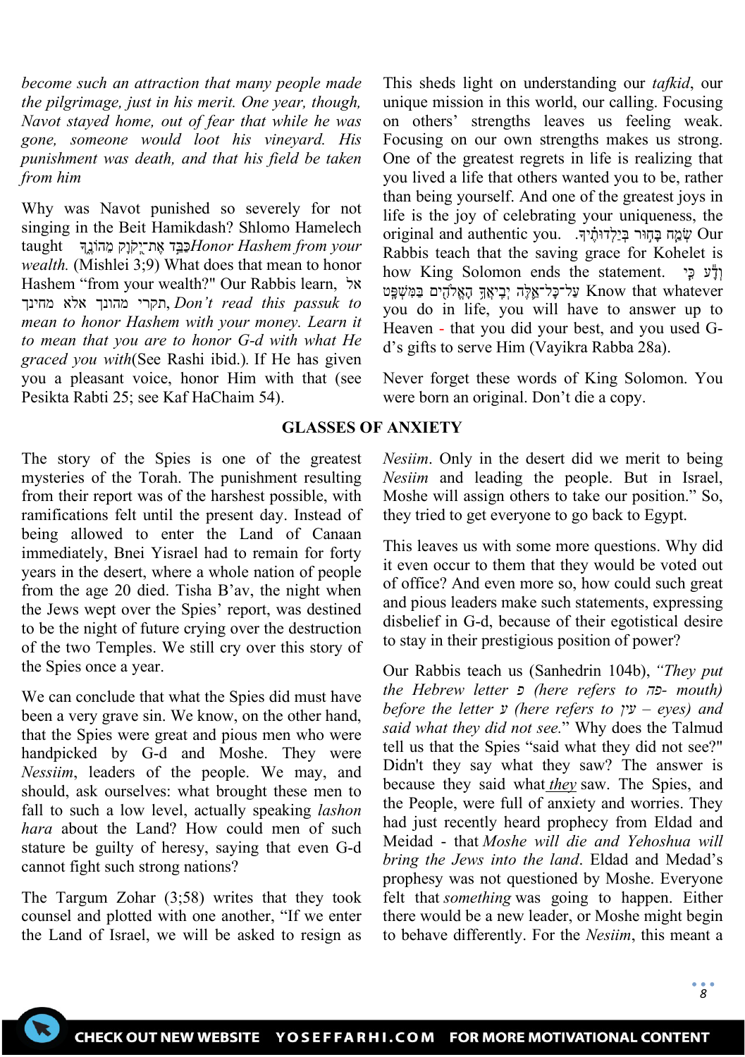*become such an attraction that many people made the pilgrimage, just in his merit. One year, though, Navot stayed home, out of fear that while he was gone, someone would loot his vineyard. His punishment was death, and that his field be taken from him*

Why was Navot punished so severely for not singing in the Beit Hamikdash? Shlomo Hamelech taught כַּבֵּד אֶת־יְקֹוָק מֵהוֹנֶךָ *Honor Hashem from your wealth.* (Mishlei 3;9) What does that mean to honor Hashem "from your wealth?" Our Rabbis learn, אל תקרי מהונך אלא מחינך, *Don't read this passuk to mean to honor Hashem with your money. Learn it to mean that you are to honor G-d with what He graced you with*(See Rashi ibid.). If He has given you a pleasant voice, honor Him with that (see Pesikta Rabti 25; see Kaf HaChaim 54).

This sheds light on understanding our *tafkid*, our unique mission in this world, our calling. Focusing on others' strengths leaves us feeling weak. Focusing on our own strengths makes us strong. One of the greatest regrets in life is realizing that you lived a life that others wanted you to be, rather than being yourself. And one of the greatest joys in life is the joy of celebrating your uniqueness, the original and authentic you. שְׂמַח בָּחוּר בְּיַלְדוּתֶיךָ. Our Rabbis teach that the saving grace for Kohelet is how King Solomon ends the statement. וְדָע כִּי עַל־כָּל־אֵלֶּה יְבִיאֲךָ הָאֱלֹהִים בַּמִּשְׁפָּט Know that whatever you do in life, you will have to answer up to Heaven - that you did your best, and you used G-d's gifts to serve Him (Vayikra Rabba 28a).

Never forget these words of King Solomon. You were born an original. Don't die a copy.

## GLASSES OF ANXIETY

The story of the Spies is one of the greatest mysteries of the Torah. The punishment resulting from their report was of the harshest possible, with ramifications felt until the present day. Instead of being allowed to enter the Land of Canaan immediately, Bnei Yisrael had to remain for forty years in the desert, where a whole nation of people from the age 20 died. Tisha B'av, the night when the Jews wept over the Spies' report, was destined to be the night of future crying over the destruction of the two Temples. We still cry over this story of the Spies once a year.

We can conclude that what the Spies did must have been a very grave sin. We know, on the other hand, that the Spies were great and pious men who were handpicked by G-d and Moshe. They were *Nessiim*, leaders of the people. We may, and should, ask ourselves: what brought these men to fall to such a low level, actually speaking *lashon hara* about the Land? How could men of such stature be guilty of heresy, saying that even G-d cannot fight such strong nations?

The Targum Zohar (3;58) writes that they took counsel and plotted with one another, "If we enter the Land of Israel, we will be asked to resign as *Nesiim*. Only in the desert did we merit to being *Nesiim* and leading the people. But in Israel, Moshe will assign others to take our position." So, they tried to get everyone to go back to Egypt.

This leaves us with some more questions. Why did it even occur to them that they would be voted out of office? And even more so, how could such great and pious leaders make such statements, expressing disbelief in G-d, because of their egotistical desire to stay in their prestigious position of power?

Our Rabbis teach us (Sanhedrin 104b), *"They put the Hebrew letter פ (here refers to פה- mouth) before the letter ע (here refers to עין – eyes) and said what they did not see."* Why does the Talmud tell us that the Spies "said what they did not see?" Didn't they say what they saw? The answer is because they said what *they* saw. The Spies, and the People, were full of anxiety and worries. They had just recently heard prophecy from Eldad and Meidad - that *Moshe will die and Yehoshua will bring the Jews into the land*. Eldad and Medad's prophesy was not questioned by Moshe. Everyone felt that *something* was going to happen. Either there would be a new leader, or Moshe might begin to behave differently. For the *Nesiim*, this meant a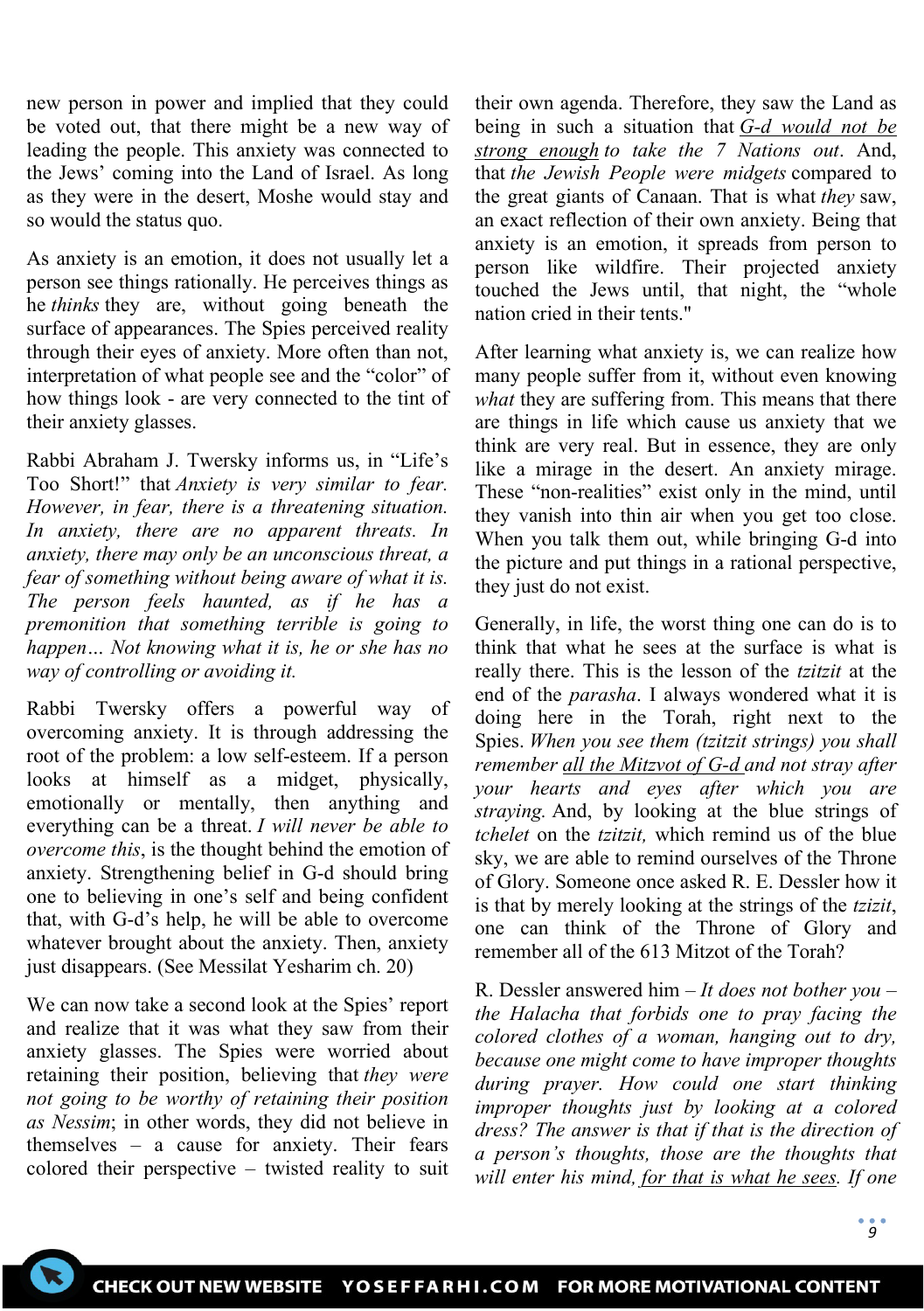new person in power and implied that they could be voted out, that there might be a new way of leading the people. This anxiety was connected to the Jews' coming into the Land of Israel. As long as they were in the desert, Moshe would stay and so would the status quo.

As anxiety is an emotion, it does not usually let a person see things rationally. He perceives things as he *thinks* they are, without going beneath the surface of appearances. The Spies perceived reality through their eyes of anxiety. More often than not, interpretation of what people see and the "color" of how things look - are very connected to the tint of their anxiety glasses.

Rabbi Abraham J. Twersky informs us, in "Life's Too Short!" that *Anxiety is very similar to fear. However, in fear, there is a threatening situation. In anxiety, there are no apparent threats. In anxiety, there may only be an unconscious threat, a fear of something without being aware of what it is. The person feels haunted, as if he has a premonition that something terrible is going to happen… Not knowing what it is, he or she has no way of controlling or avoiding it.*

Rabbi Twersky offers a powerful way of overcoming anxiety. It is through addressing the root of the problem: a low self-esteem. If a person looks at himself as a midget, physically, emotionally or mentally, then anything and everything can be a threat. *I will never be able to overcome this*, is the thought behind the emotion of anxiety. Strengthening belief in G-d should bring one to believing in one's self and being confident that, with G-d's help, he will be able to overcome whatever brought about the anxiety. Then, anxiety just disappears. (See Messilat Yesharim ch. 20)

We can now take a second look at the Spies' report and realize that it was what they saw from their anxiety glasses. The Spies were worried about retaining their position, believing that *they were not going to be worthy of retaining their position as Nessim*; in other words, they did not believe in themselves – a cause for anxiety. Their fears colored their perspective – twisted reality to suit their own agenda. Therefore, they saw the Land as being in such a situation that *G-d would not be strong enough to take the 7 Nations out*. And, that *the Jewish People were midgets* compared to the great giants of Canaan. That is what *they* saw, an exact reflection of their own anxiety. Being that anxiety is an emotion, it spreads from person to person like wildfire. Their projected anxiety touched the Jews until, that night, the "whole nation cried in their tents."

After learning what anxiety is, we can realize how many people suffer from it, without even knowing *what* they are suffering from. This means that there are things in life which cause us anxiety that we think are very real. But in essence, they are only like a mirage in the desert. An anxiety mirage. These "non-realities" exist only in the mind, until they vanish into thin air when you get too close. When you talk them out, while bringing G-d into the picture and put things in a rational perspective, they just do not exist.

Generally, in life, the worst thing one can do is to think that what he sees at the surface is what is really there. This is the lesson of the *tzitzit* at the end of the *parasha*. I always wondered what it is doing here in the Torah, right next to the Spies. *When you see them (tzitzit strings) you shall remember all the Mitzvot of G-d and not stray after your hearts and eyes after which you are straying.* And, by looking at the blue strings of *tchelet* on the *tzitzit,* which remind us of the blue sky, we are able to remind ourselves of the Throne of Glory. Someone once asked R. E. Dessler how it is that by merely looking at the strings of the *tzizit*, one can think of the Throne of Glory and remember all of the 613 Mitzot of the Torah?

R. Dessler answered him – *It does not bother you – the Halacha that forbids one to pray facing the colored clothes of a woman, hanging out to dry, because one might come to have improper thoughts during prayer. How could one start thinking improper thoughts just by looking at a colored dress? The answer is that if that is the direction of a person's thoughts, those are the thoughts that will enter his mind, for that is what he sees. If one*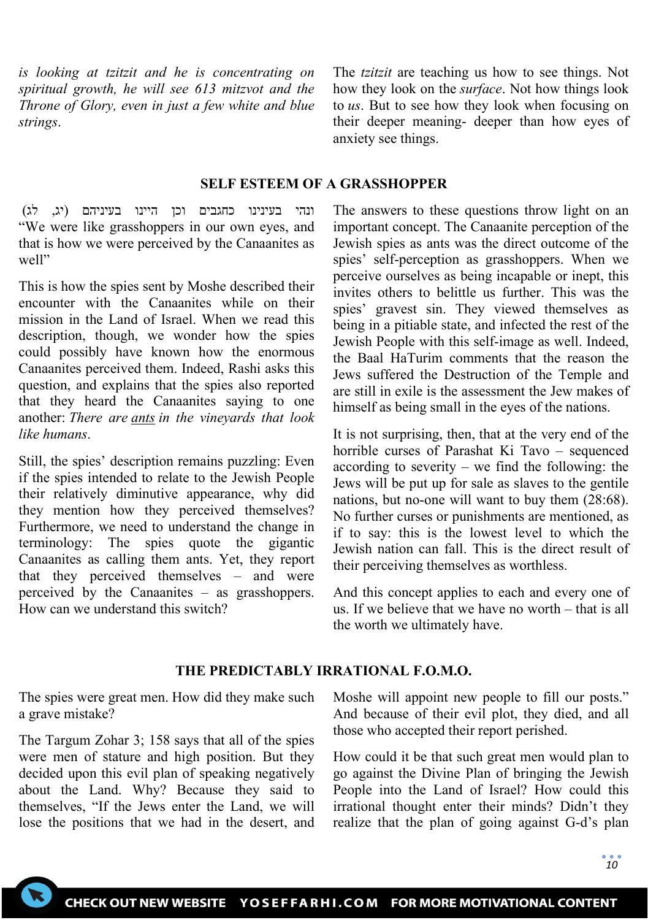*is looking at tzitzit and he is concentrating on spiritual growth, he will see 613 mitzvot and the Throne of Glory, even in just a few white and blue strings*.

The *tzitzit* are teaching us how to see things. Not how they look on the *surface*. Not how things look to *us*. But to see how they look when focusing on their deeper meaning- deeper than how eyes of anxiety see things.

## SELF ESTEEM OF A GRASSHOPPER

ונהי בעינינו כחגבים וכן היינו בעיניהם (יג, לג) "We were like grasshoppers in our own eyes, and that is how we were perceived by the Canaanites as well"

This is how the spies sent by Moshe described their encounter with the Canaanites while on their mission in the Land of Israel. When we read this description, though, we wonder how the spies could possibly have known how the enormous Canaanites perceived them. Indeed, Rashi asks this question, and explains that the spies also reported that they heard the Canaanites saying to one another: *There are ants in the vineyards that look like humans*.

Still, the spies' description remains puzzling: Even if the spies intended to relate to the Jewish People their relatively diminutive appearance, why did they mention how they perceived themselves? Furthermore, we need to understand the change in terminology: The spies quote the gigantic Canaanites as calling them ants. Yet, they report that they perceived themselves – and were perceived by the Canaanites – as grasshoppers. How can we understand this switch?

The answers to these questions throw light on an important concept. The Canaanite perception of the Jewish spies as ants was the direct outcome of the spies' self-perception as grasshoppers. When we perceive ourselves as being incapable or inept, this invites others to belittle us further. This was the spies' gravest sin. They viewed themselves as being in a pitiable state, and infected the rest of the Jewish People with this self-image as well. Indeed, the Baal HaTurim comments that the reason the Jews suffered the Destruction of the Temple and are still in exile is the assessment the Jew makes of himself as being small in the eyes of the nations.

It is not surprising, then, that at the very end of the horrible curses of Parashat Ki Tavo – sequenced according to severity – we find the following: the Jews will be put up for sale as slaves to the gentile nations, but no-one will want to buy them (28:68). No further curses or punishments are mentioned, as if to say: this is the lowest level to which the Jewish nation can fall. This is the direct result of their perceiving themselves as worthless.

And this concept applies to each and every one of us. If we believe that we have no worth – that is all the worth we ultimately have.

## THE PREDICTABLY IRRATIONAL F.O.M.O.

The spies were great men. How did they make such a grave mistake?

The Targum Zohar 3; 158 says that all of the spies were men of stature and high position. But they decided upon this evil plan of speaking negatively about the Land. Why? Because they said to themselves, "If the Jews enter the Land, we will lose the positions that we had in the desert, and Moshe will appoint new people to fill our posts." And because of their evil plot, they died, and all those who accepted their report perished.

How could it be that such great men would plan to go against the Divine Plan of bringing the Jewish People into the Land of Israel? How could this irrational thought enter their minds? Didn't they realize that the plan of going against G-d's plan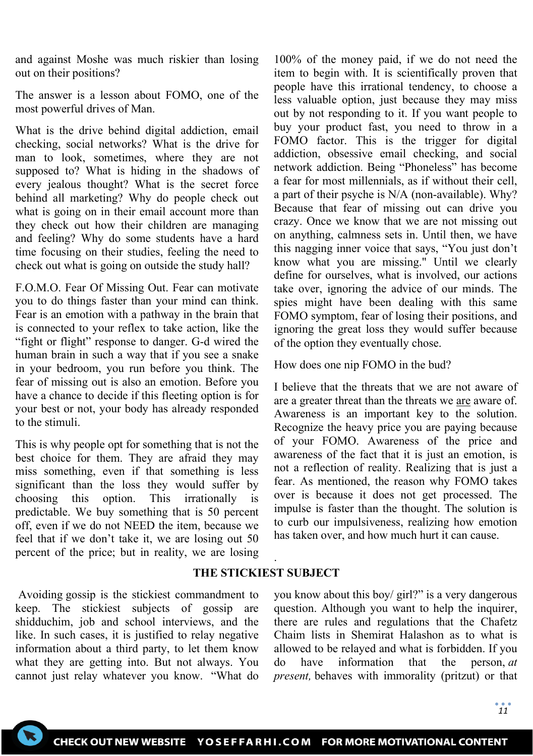and against Moshe was much riskier than losing out on their positions?

The answer is a lesson about FOMO, one of the most powerful drives of Man.

What is the drive behind digital addiction, email checking, social networks? What is the drive for man to look, sometimes, where they are not supposed to? What is hiding in the shadows of every jealous thought? What is the secret force behind all marketing? Why do people check out what is going on in their email account more than they check out how their children are managing and feeling? Why do some students have a hard time focusing on their studies, feeling the need to check out what is going on outside the study hall?

F.O.M.O. Fear Of Missing Out. Fear can motivate you to do things faster than your mind can think. Fear is an emotion with a pathway in the brain that is connected to your reflex to take action, like the "fight or flight" response to danger. G-d wired the human brain in such a way that if you see a snake in your bedroom, you run before you think. The fear of missing out is also an emotion. Before you have a chance to decide if this fleeting option is for your best or not, your body has already responded to the stimuli.

This is why people opt for something that is not the best choice for them. They are afraid they may miss something, even if that something is less significant than the loss they would suffer by choosing this option. This irrationally is predictable. We buy something that is 50 percent off, even if we do not NEED the item, because we feel that if we don't take it, we are losing out 50 percent of the price; but in reality, we are losing 100% of the money paid, if we do not need the item to begin with. It is scientifically proven that people have this irrational tendency, to choose a less valuable option, just because they may miss out by not responding to it. If you want people to buy your product fast, you need to throw in a FOMO factor. This is the trigger for digital addiction, obsessive email checking, and social network addiction. Being "Phoneless" has become a fear for most millennials, as if without their cell, a part of their psyche is N/A (non-available). Why? Because that fear of missing out can drive you crazy. Once we know that we are not missing out on anything, calmness sets in. Until then, we have this nagging inner voice that says, "You just don't know what you are missing." Until we clearly define for ourselves, what is involved, our actions take over, ignoring the advice of our minds. The spies might have been dealing with this same FOMO symptom, fear of losing their positions, and ignoring the great loss they would suffer because of the option they eventually chose.

How does one nip FOMO in the bud?

I believe that the threats that we are not aware of are a greater threat than the threats we <u>are</u> aware of. Awareness is an important key to the solution. Recognize the heavy price you are paying because of your FOMO. Awareness of the price and awareness of the fact that it is just an emotion, is not a reflection of reality. Realizing that is just a fear. As mentioned, the reason why FOMO takes over is because it does not get processed. The impulse is faster than the thought. The solution is to curb our impulsiveness, realizing how emotion has taken over, and how much hurt it can cause.

## THE STICKIEST SUBJECT

Avoiding gossip is the stickiest commandment to keep. The stickiest subjects of gossip are shidduchim, job and school interviews, and the like. In such cases, it is justified to relay negative information about a third party, to let them know what they are getting into. But not always. You cannot just relay whatever you know. "What do you know about this boy/ girl?" is a very dangerous question. Although you want to help the inquirer, there are rules and regulations that the Chafetz Chaim lists in Shemirat Halashon as to what is allowed to be relayed and what is forbidden. If you do have information that the person, *at present,* behaves with immorality (pritzut) or that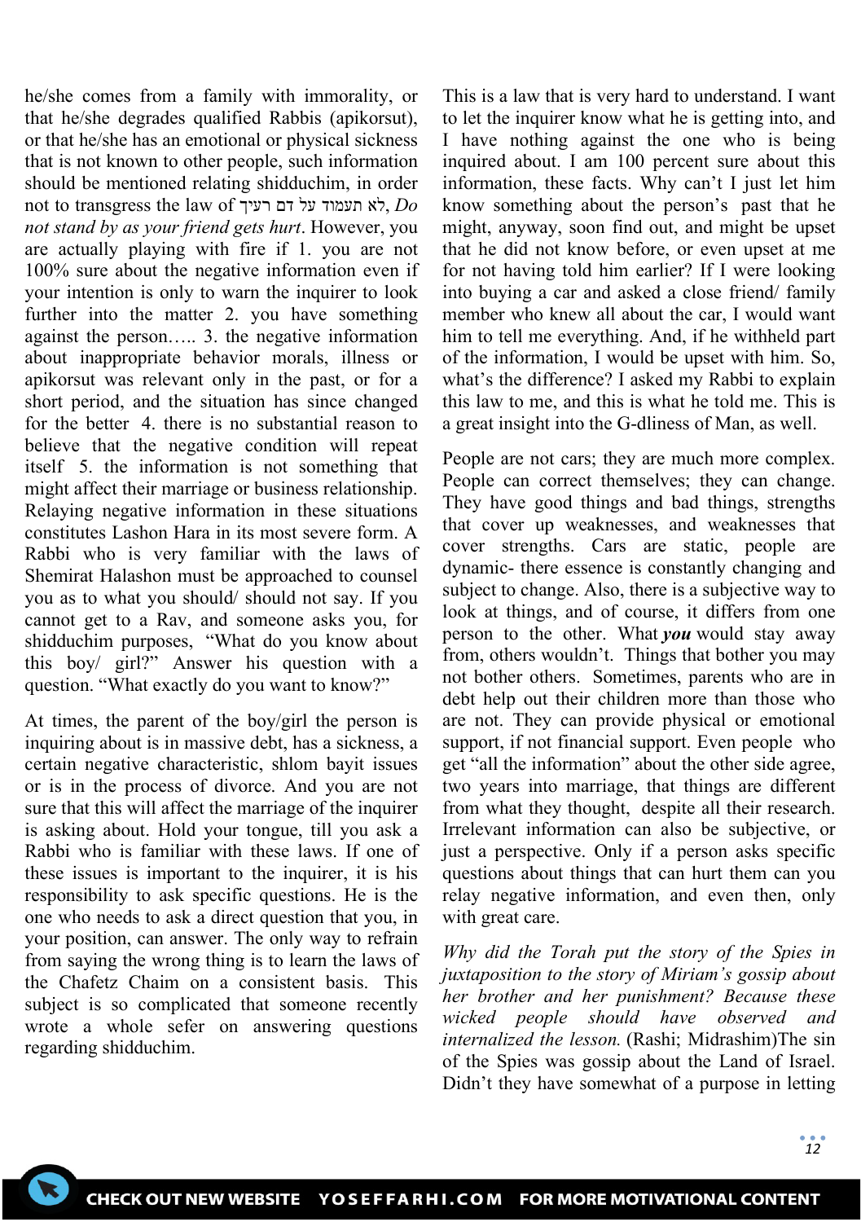he/she comes from a family with immorality, or that he/she degrades qualified Rabbis (apikorsut), or that he/she has an emotional or physical sickness that is not known to other people, such information should be mentioned relating shidduchim, in order not to transgress the law of לא תעמוד על דם רעיך, *Do not stand by as your friend gets hurt*. However, you are actually playing with fire if 1. you are not 100% sure about the negative information even if your intention is only to warn the inquirer to look further into the matter 2. you have something against the person….. 3. the negative information about inappropriate behavior morals, illness or apikorsut was relevant only in the past, or for a short period, and the situation has since changed for the better 4. there is no substantial reason to believe that the negative condition will repeat itself 5. the information is not something that might affect their marriage or business relationship. Relaying negative information in these situations constitutes Lashon Hara in its most severe form. A Rabbi who is very familiar with the laws of Shemirat Halashon must be approached to counsel you as to what you should/ should not say. If you cannot get to a Rav, and someone asks you, for shidduchim purposes, "What do you know about this boy/ girl?" Answer his question with a question. "What exactly do you want to know?"

At times, the parent of the boy/girl the person is inquiring about is in massive debt, has a sickness, a certain negative characteristic, shlom bayit issues or is in the process of divorce. And you are not sure that this will affect the marriage of the inquirer is asking about. Hold your tongue, till you ask a Rabbi who is familiar with these laws. If one of these issues is important to the inquirer, it is his responsibility to ask specific questions. He is the one who needs to ask a direct question that you, in your position, can answer. The only way to refrain from saying the wrong thing is to learn the laws of the Chafetz Chaim on a consistent basis. This subject is so complicated that someone recently wrote a whole sefer on answering questions regarding shidduchim.

This is a law that is very hard to understand. I want to let the inquirer know what he is getting into, and I have nothing against the one who is being inquired about. I am 100 percent sure about this information, these facts. Why can't I just let him know something about the person's past that he might, anyway, soon find out, and might be upset that he did not know before, or even upset at me for not having told him earlier? If I were looking into buying a car and asked a close friend/ family member who knew all about the car, I would want him to tell me everything. And, if he withheld part of the information, I would be upset with him. So, what's the difference? I asked my Rabbi to explain this law to me, and this is what he told me. This is a great insight into the G-dliness of Man, as well.

People are not cars; they are much more complex. People can correct themselves; they can change. They have good things and bad things, strengths that cover up weaknesses, and weaknesses that cover strengths. Cars are static, people are dynamic- there essence is constantly changing and subject to change. Also, there is a subjective way to look at things, and of course, it differs from one person to the other. What ***you*** would stay away from, others wouldn't. Things that bother you may not bother others. Sometimes, parents who are in debt help out their children more than those who are not. They can provide physical or emotional support, if not financial support. Even people who get "all the information" about the other side agree, two years into marriage, that things are different from what they thought, despite all their research. Irrelevant information can also be subjective, or just a perspective. Only if a person asks specific questions about things that can hurt them can you relay negative information, and even then, only with great care.

*Why did the Torah put the story of the Spies in juxtaposition to the story of Miriam's gossip about her brother and her punishment? Because these wicked people should have observed and internalized the lesson.* (Rashi; Midrashim)The sin of the Spies was gossip about the Land of Israel. Didn't they have somewhat of a purpose in letting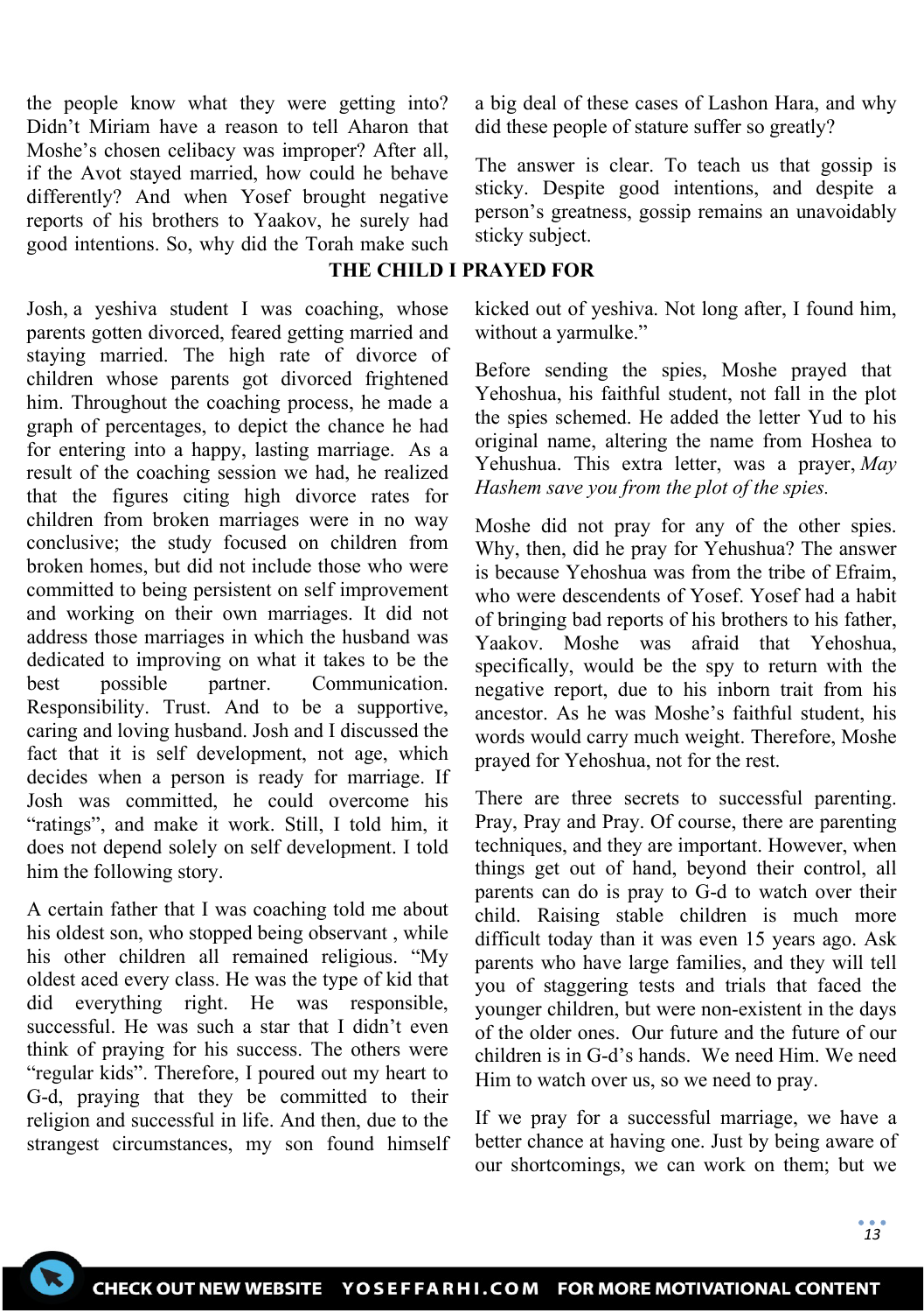the people know what they were getting into? Didn't Miriam have a reason to tell Aharon that Moshe's chosen celibacy was improper? After all, if the Avot stayed married, how could he behave differently? And when Yosef brought negative reports of his brothers to Yaakov, he surely had good intentions. So, why did the Torah make such a big deal of these cases of Lashon Hara, and why did these people of stature suffer so greatly?

The answer is clear. To teach us that gossip is sticky. Despite good intentions, and despite a person's greatness, gossip remains an unavoidably sticky subject.

## THE CHILD I PRAYED FOR

Josh, a yeshiva student I was coaching, whose parents gotten divorced, feared getting married and staying married. The high rate of divorce of children whose parents got divorced frightened him. Throughout the coaching process, he made a graph of percentages, to depict the chance he had for entering into a happy, lasting marriage. As a result of the coaching session we had, he realized that the figures citing high divorce rates for children from broken marriages were in no way conclusive; the study focused on children from broken homes, but did not include those who were committed to being persistent on self improvement and working on their own marriages. It did not address those marriages in which the husband was dedicated to improving on what it takes to be the best possible partner. Communication. Responsibility. Trust. And to be a supportive, caring and loving husband. Josh and I discussed the fact that it is self development, not age, which decides when a person is ready for marriage. If Josh was committed, he could overcome his "ratings", and make it work. Still, I told him, it does not depend solely on self development. I told him the following story.

A certain father that I was coaching told me about his oldest son, who stopped being observant , while his other children all remained religious. "My oldest aced every class. He was the type of kid that did everything right. He was responsible, successful. He was such a star that I didn't even think of praying for his success. The others were "regular kids". Therefore, I poured out my heart to G-d, praying that they be committed to their religion and successful in life. And then, due to the strangest circumstances, my son found himself kicked out of yeshiva. Not long after, I found him, without a yarmulke."

Before sending the spies, Moshe prayed that Yehoshua, his faithful student, not fall in the plot the spies schemed. He added the letter Yud to his original name, altering the name from Hoshea to Yehushua. This extra letter, was a prayer, *May Hashem save you from the plot of the spies.*

Moshe did not pray for any of the other spies. Why, then, did he pray for Yehushua? The answer is because Yehoshua was from the tribe of Efraim, who were descendents of Yosef. Yosef had a habit of bringing bad reports of his brothers to his father, Yaakov. Moshe was afraid that Yehoshua, specifically, would be the spy to return with the negative report, due to his inborn trait from his ancestor. As he was Moshe's faithful student, his words would carry much weight. Therefore, Moshe prayed for Yehoshua, not for the rest.

There are three secrets to successful parenting. Pray, Pray and Pray. Of course, there are parenting techniques, and they are important. However, when things get out of hand, beyond their control, all parents can do is pray to G-d to watch over their child. Raising stable children is much more difficult today than it was even 15 years ago. Ask parents who have large families, and they will tell you of staggering tests and trials that faced the younger children, but were non-existent in the days of the older ones. Our future and the future of our children is in G-d's hands. We need Him. We need Him to watch over us, so we need to pray.

If we pray for a successful marriage, we have a better chance at having one. Just by being aware of our shortcomings, we can work on them; but we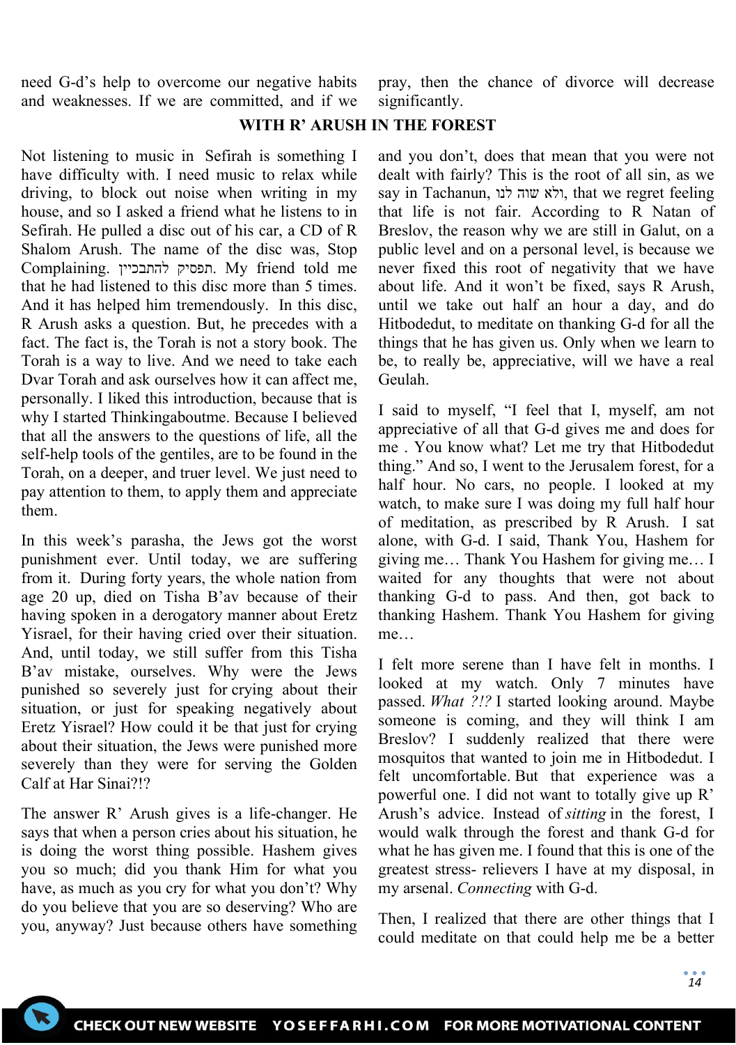need G-d's help to overcome our negative habits and weaknesses. If we are committed, and if we pray, then the chance of divorce will decrease significantly.

## WITH R' ARUSH IN THE FOREST

Not listening to music in Sefirah is something I have difficulty with. I need music to relax while driving, to block out noise when writing in my house, and so I asked a friend what he listens to in Sefirah. He pulled a disc out of his car, a CD of R Shalom Arush. The name of the disc was, Stop Complaining. תפסיק להתבכיין. My friend told me that he had listened to this disc more than 5 times. And it has helped him tremendously. In this disc, R Arush asks a question. But, he precedes with a fact. The fact is, the Torah is not a story book. The Torah is a way to live. And we need to take each Dvar Torah and ask ourselves how it can affect me, personally. I liked this introduction, because that is why I started Thinkingaboutme. Because I believed that all the answers to the questions of life, all the self-help tools of the gentiles, are to be found in the Torah, on a deeper, and truer level. We just need to pay attention to them, to apply them and appreciate them.

In this week's parasha, the Jews got the worst punishment ever. Until today, we are suffering from it. During forty years, the whole nation from age 20 up, died on Tisha B'av because of their having spoken in a derogatory manner about Eretz Yisrael, for their having cried over their situation. And, until today, we still suffer from this Tisha B'av mistake, ourselves. Why were the Jews punished so severely just for crying about their situation, or just for speaking negatively about Eretz Yisrael? How could it be that just for crying about their situation, the Jews were punished more severely than they were for serving the Golden Calf at Har Sinai?!?

The answer R' Arush gives is a life-changer. He says that when a person cries about his situation, he is doing the worst thing possible. Hashem gives you so much; did you thank Him for what you have, as much as you cry for what you don't? Why do you believe that you are so deserving? Who are you, anyway? Just because others have something and you don't, does that mean that you were not dealt with fairly? This is the root of all sin, as we say in Tachanun, ולא שוה לנו, that we regret feeling that life is not fair. According to R Natan of Breslov, the reason why we are still in Galut, on a public level and on a personal level, is because we never fixed this root of negativity that we have about life. And it won't be fixed, says R Arush, until we take out half an hour a day, and do Hitbodedut, to meditate on thanking G-d for all the things that he has given us. Only when we learn to be, to really be, appreciative, will we have a real Geulah.

I said to myself, "I feel that I, myself, am not appreciative of all that G-d gives me and does for me . You know what? Let me try that Hitbodedut thing." And so, I went to the Jerusalem forest, for a half hour. No cars, no people. I looked at my watch, to make sure I was doing my full half hour of meditation, as prescribed by R Arush. I sat alone, with G-d. I said, Thank You, Hashem for giving me… Thank You Hashem for giving me… I waited for any thoughts that were not about thanking G-d to pass. And then, got back to thanking Hashem. Thank You Hashem for giving me…

I felt more serene than I have felt in months. I looked at my watch. Only 7 minutes have passed. *What ?!?* I started looking around. Maybe someone is coming, and they will think I am Breslov? I suddenly realized that there were mosquitos that wanted to join me in Hitbodedut. I felt uncomfortable. But that experience was a powerful one. I did not want to totally give up R' Arush's advice. Instead of *sitting* in the forest, I would walk through the forest and thank G-d for what he has given me. I found that this is one of the greatest stress- relievers I have at my disposal, in my arsenal. *Connecting* with G-d.

Then, I realized that there are other things that I could meditate on that could help me be a better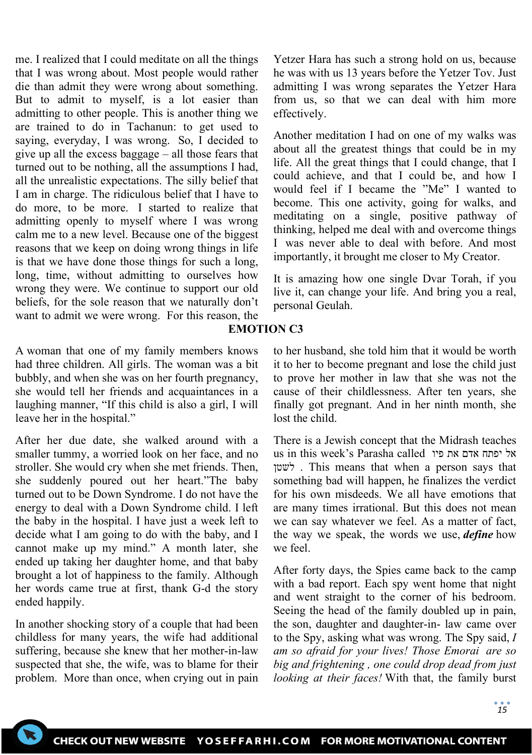me. I realized that I could meditate on all the things that I was wrong about. Most people would rather die than admit they were wrong about something. But to admit to myself, is a lot easier than admitting to other people. This is another thing we are trained to do in Tachanun: to get used to saying, everyday, I was wrong. So, I decided to give up all the excess baggage – all those fears that turned out to be nothing, all the assumptions I had, all the unrealistic expectations. The silly belief that I am in charge. The ridiculous belief that I have to do more, to be more. I started to realize that admitting openly to myself where I was wrong calm me to a new level. Because one of the biggest reasons that we keep on doing wrong things in life is that we have done those things for such a long, long, time, without admitting to ourselves how wrong they were. We continue to support our old beliefs, for the sole reason that we naturally don't want to admit we were wrong. For this reason, the Yetzer Hara has such a strong hold on us, because he was with us 13 years before the Yetzer Tov. Just admitting I was wrong separates the Yetzer Hara from us, so that we can deal with him more effectively.

Another meditation I had on one of my walks was about all the greatest things that could be in my life. All the great things that I could change, that I could achieve, and that I could be, and how I would feel if I became the "Me" I wanted to become. This one activity, going for walks, and meditating on a single, positive pathway of thinking, helped me deal with and overcome things I was never able to deal with before. And most importantly, it brought me closer to My Creator.

It is amazing how one single Dvar Torah, if you live it, can change your life. And bring you a real, personal Geulah.

## EMOTION C3

A woman that one of my family members knows had three children. All girls. The woman was a bit bubbly, and when she was on her fourth pregnancy, she would tell her friends and acquaintances in a laughing manner, "If this child is also a girl, I will leave her in the hospital."

After her due date, she walked around with a smaller tummy, a worried look on her face, and no stroller. She would cry when she met friends. Then, she suddenly poured out her heart."The baby turned out to be Down Syndrome. I do not have the energy to deal with a Down Syndrome child. I left the baby in the hospital. I have just a week left to decide what I am going to do with the baby, and I cannot make up my mind." A month later, she ended up taking her daughter home, and that baby brought a lot of happiness to the family. Although her words came true at first, thank G-d the story ended happily.

In another shocking story of a couple that had been childless for many years, the wife had additional suffering, because she knew that her mother-in-law suspected that she, the wife, was to blame for their problem. More than once, when crying out in pain to her husband, she told him that it would be worth it to her to become pregnant and lose the child just to prove her mother in law that she was not the cause of their childlessness. After ten years, she finally got pregnant. And in her ninth month, she lost the child.

There is a Jewish concept that the Midrash teaches us in this week's Parasha called אל יפתח אדם את פיו לשטן . This means that when a person says that something bad will happen, he finalizes the verdict for his own misdeeds. We all have emotions that are many times irrational. But this does not mean we can say whatever we feel. As a matter of fact, the way we speak, the words we use, ***define*** how we feel.

After forty days, the Spies came back to the camp with a bad report. Each spy went home that night and went straight to the corner of his bedroom. Seeing the head of the family doubled up in pain, the son, daughter and daughter-in- law came over to the Spy, asking what was wrong. The Spy said, *I am so afraid for your lives! Those Emorai are so big and frightening , one could drop dead from just looking at their faces!* With that, the family burst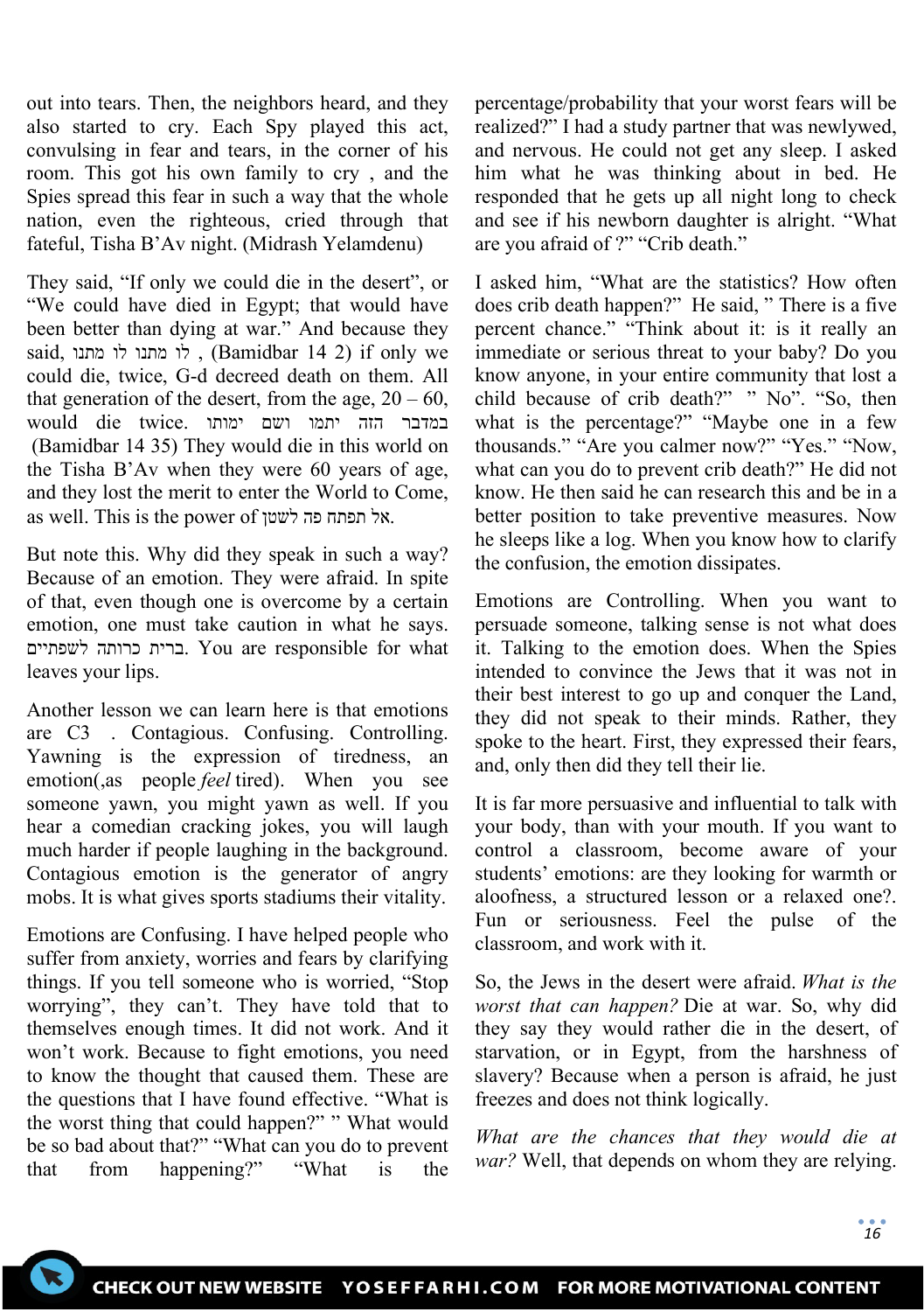out into tears. Then, the neighbors heard, and they also started to cry. Each Spy played this act, convulsing in fear and tears, in the corner of his room. This got his own family to cry , and the Spies spread this fear in such a way that the whole nation, even the righteous, cried through that fateful, Tisha B'Av night. (Midrash Yelamdenu)

They said, "If only we could die in the desert", or "We could have died in Egypt; that would have been better than dying at war." And because they said, לו מתנו לו מתנו , (Bamidbar 14 2) if only we could die, twice, G-d decreed death on them. All that generation of the desert, from the age, 20 – 60, would die twice. במדבר הזה יתמו ושם ימותו (Bamidbar 14 35) They would die in this world on the Tisha B'Av when they were 60 years of age, and they lost the merit to enter the World to Come, as well. This is the power of אל תפתח פה לשטן.

But note this. Why did they speak in such a way? Because of an emotion. They were afraid. In spite of that, even though one is overcome by a certain emotion, one must take caution in what he says. ברית כרותה לשפתיים. You are responsible for what leaves your lips.

Another lesson we can learn here is that emotions are C3 . Contagious. Confusing. Controlling. Yawning is the expression of tiredness, an emotion(,as people *feel* tired). When you see someone yawn, you might yawn as well. If you hear a comedian cracking jokes, you will laugh much harder if people laughing in the background. Contagious emotion is the generator of angry mobs. It is what gives sports stadiums their vitality.

Emotions are Confusing. I have helped people who suffer from anxiety, worries and fears by clarifying things. If you tell someone who is worried, "Stop worrying", they can't. They have told that to themselves enough times. It did not work. And it won't work. Because to fight emotions, you need to know the thought that caused them. These are the questions that I have found effective. "What is the worst thing that could happen?" " What would be so bad about that?" "What can you do to prevent that from happening?" "What is the percentage/probability that your worst fears will be realized?" I had a study partner that was newlywed, and nervous. He could not get any sleep. I asked him what he was thinking about in bed. He responded that he gets up all night long to check and see if his newborn daughter is alright. "What are you afraid of ?" "Crib death."

I asked him, "What are the statistics? How often does crib death happen?" He said, " There is a five percent chance." "Think about it: is it really an immediate or serious threat to your baby? Do you know anyone, in your entire community that lost a child because of crib death?" " No". "So, then what is the percentage?" "Maybe one in a few thousands." "Are you calmer now?" "Yes." "Now, what can you do to prevent crib death?" He did not know. He then said he can research this and be in a better position to take preventive measures. Now he sleeps like a log. When you know how to clarify the confusion, the emotion dissipates.

Emotions are Controlling. When you want to persuade someone, talking sense is not what does it. Talking to the emotion does. When the Spies intended to convince the Jews that it was not in their best interest to go up and conquer the Land, they did not speak to their minds. Rather, they spoke to the heart. First, they expressed their fears, and, only then did they tell their lie.

It is far more persuasive and influential to talk with your body, than with your mouth. If you want to control a classroom, become aware of your students' emotions: are they looking for warmth or aloofness, a structured lesson or a relaxed one?. Fun or seriousness. Feel the pulse of the classroom, and work with it.

So, the Jews in the desert were afraid. *What is the worst that can happen?* Die at war. So, why did they say they would rather die in the desert, of starvation, or in Egypt, from the harshness of slavery? Because when a person is afraid, he just freezes and does not think logically.

*What are the chances that they would die at war?* Well, that depends on whom they are relying.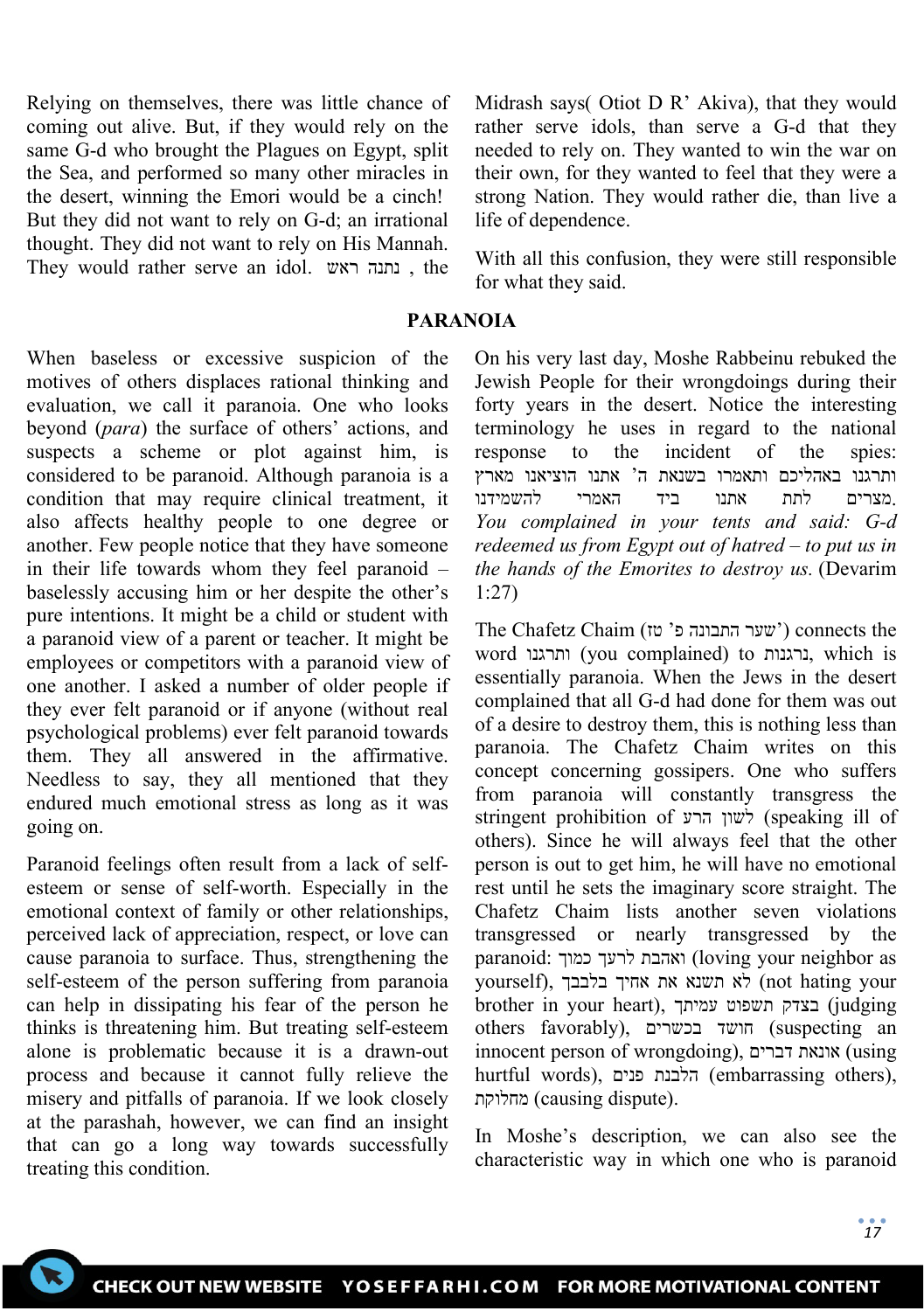Relying on themselves, there was little chance of coming out alive. But, if they would rely on the same G-d who brought the Plagues on Egypt, split the Sea, and performed so many other miracles in the desert, winning the Emori would be a cinch! But they did not want to rely on G-d; an irrational thought. They did not want to rely on His Mannah. They would rather serve an idol. נתנה ראש , the Midrash says( Otiot D R' Akiva), that they would rather serve idols, than serve a G-d that they needed to rely on. They wanted to win the war on their own, for they wanted to feel that they were a strong Nation. They would rather die, than live a life of dependence.

With all this confusion, they were still responsible for what they said.

## PARANOIA

When baseless or excessive suspicion of the motives of others displaces rational thinking and evaluation, we call it paranoia. One who looks beyond (*para*) the surface of others' actions, and suspects a scheme or plot against him, is considered to be paranoid. Although paranoia is a condition that may require clinical treatment, it also affects healthy people to one degree or another. Few people notice that they have someone in their life towards whom they feel paranoid – baselessly accusing him or her despite the other's pure intentions. It might be a child or student with a paranoid view of a parent or teacher. It might be employees or competitors with a paranoid view of one another. I asked a number of older people if they ever felt paranoid or if anyone (without real psychological problems) ever felt paranoid towards them. They all answered in the affirmative. Needless to say, they all mentioned that they endured much emotional stress as long as it was going on.

Paranoid feelings often result from a lack of self-esteem or sense of self-worth. Especially in the emotional context of family or other relationships, perceived lack of appreciation, respect, or love can cause paranoia to surface. Thus, strengthening the self-esteem of the person suffering from paranoia can help in dissipating his fear of the person he thinks is threatening him. But treating self-esteem alone is problematic because it is a drawn-out process and because it cannot fully relieve the misery and pitfalls of paranoia. If we look closely at the parashah, however, we can find an insight that can go a long way towards successfully treating this condition.

On his very last day, Moshe Rabbeinu rebuked the Jewish People for their wrongdoings during their forty years in the desert. Notice the interesting terminology he uses in regard to the national response to the incident of the spies: ותרגנו באהליכם ותאמרו בשנאת ה' אתנו הוציאנו מארץ מצרים לתת אתנו ביד האמרי להשמידנו. *You complained in your tents and said: G-d redeemed us from Egypt out of hatred – to put us in the hands of the Emorites to destroy us.* (Devarim 1:27)

The Chafetz Chaim ('שער התבונה פ' טז) connects the word ותרגנו (you complained) to נרגנות, which is essentially paranoia. When the Jews in the desert complained that all G-d had done for them was out of a desire to destroy them, this is nothing less than paranoia. The Chafetz Chaim writes on this concept concerning gossipers. One who suffers from paranoia will constantly transgress the stringent prohibition of לשון הרע (speaking ill of others). Since he will always feel that the other person is out to get him, he will have no emotional rest until he sets the imaginary score straight. The Chafetz Chaim lists another seven violations transgressed or nearly transgressed by the paranoid: ואהבת לרעך כמוך (loving your neighbor as yourself), לא תשנא את אחיך בלבבך (not hating your brother in your heart), בצדק תשפוט עמיתך (judging others favorably), חושד בכשרים (suspecting an innocent person of wrongdoing), אונאת דברים (using hurtful words), הלבנת פנים (embarrassing others), מחלוקת (causing dispute).

In Moshe's description, we can also see the characteristic way in which one who is paranoid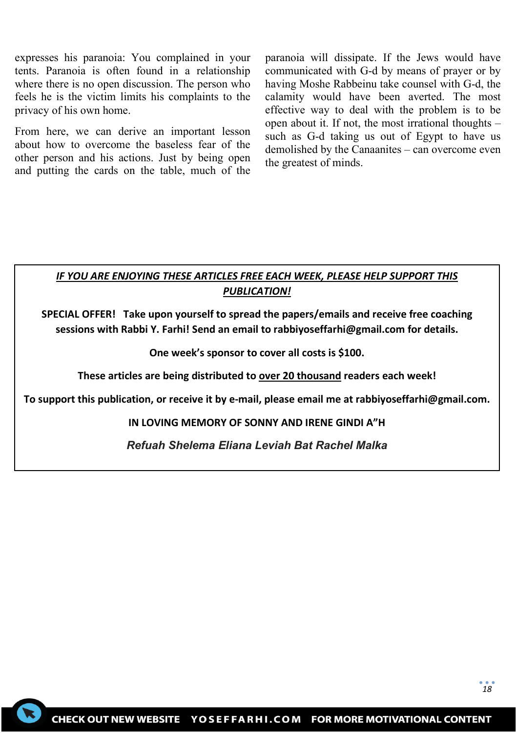expresses his paranoia: You complained in your tents. Paranoia is often found in a relationship where there is no open discussion. The person who feels he is the victim limits his complaints to the privacy of his own home.

From here, we can derive an important lesson about how to overcome the baseless fear of the other person and his actions. Just by being open and putting the cards on the table, much of the paranoia will dissipate. If the Jews would have communicated with G-d by means of prayer or by having Moshe Rabbeinu take counsel with G-d, the calamity would have been averted. The most effective way to deal with the problem is to be open about it. If not, the most irrational thoughts – such as G-d taking us out of Egypt to have us demolished by the Canaanites – can overcome even the greatest of minds.

***IF YOU ARE ENJOYING THESE ARTICLES FREE EACH WEEK, PLEASE HELP SUPPORT THIS PUBLICATION!***

**SPECIAL OFFER! Take upon yourself to spread the papers/emails and receive free coaching sessions with Rabbi Y. Farhi! Send an email to rabbiyoseffarhi@gmail.com for details.**

**One week's sponsor to cover all costs is $100.**

**These articles are being distributed to over 20 thousand readers each week!**

**To support this publication, or receive it by e-mail, please email me at rabbiyoseffarhi@gmail.com.**

**IN LOVING MEMORY OF SONNY AND IRENE GINDI A"H**

***Refuah Shelema Eliana Leviah Bat Rachel Malka***

CHECK OUT NEW WEBSITE YOSEFFARHI.COM FOR MORE MOTIVATIONAL CONTENT